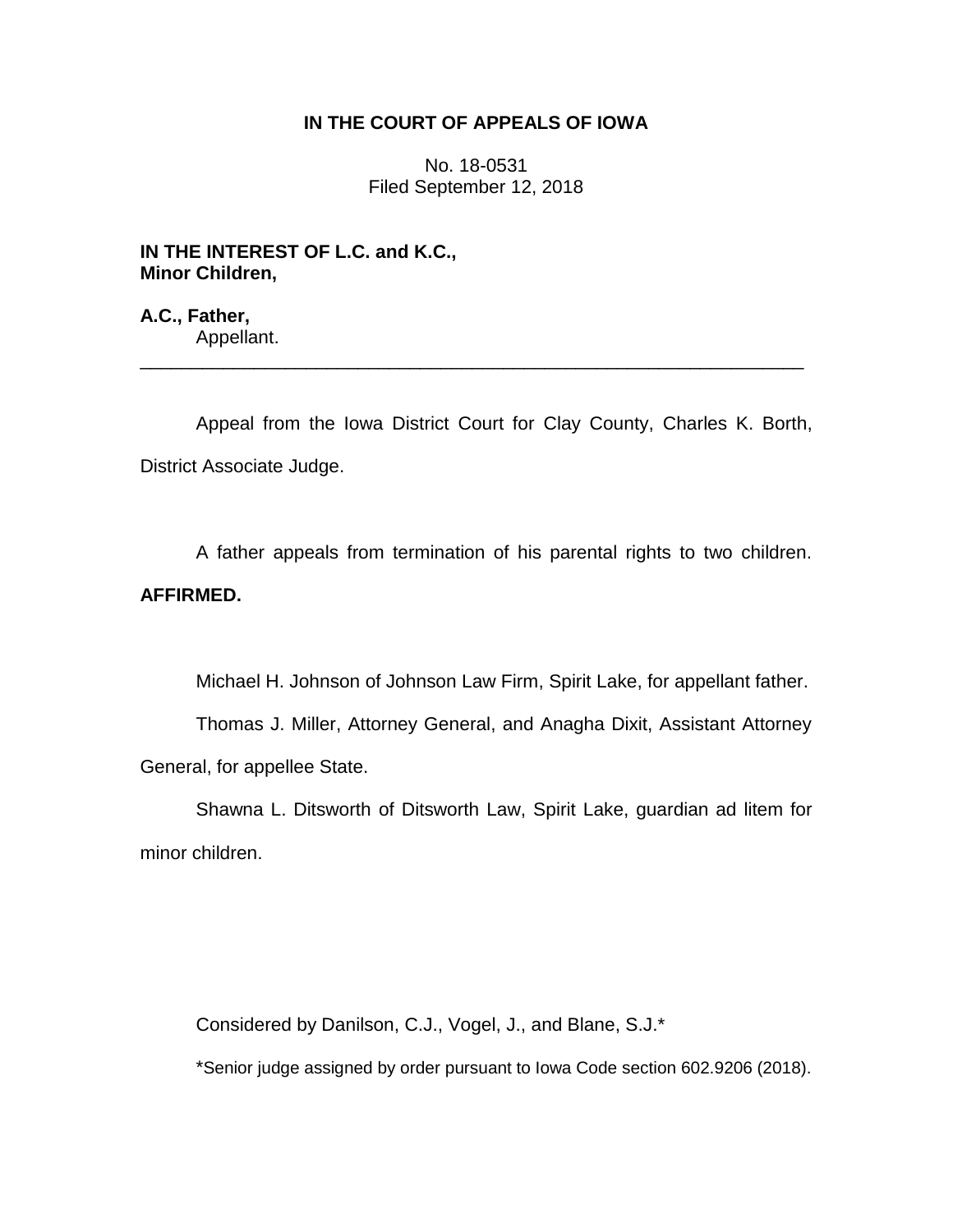**IN THE COURT OF APPEALS OF IOWA**

No. 18-0531
Filed September 12, 2018

**IN THE INTEREST OF L.C. and K.C., Minor Children,**

**A.C., Father,**
Appellant.

---

Appeal from the Iowa District Court for Clay County, Charles K. Borth, District Associate Judge.

A father appeals from termination of his parental rights to two children. **AFFIRMED.**

Michael H. Johnson of Johnson Law Firm, Spirit Lake, for appellant father.

Thomas J. Miller, Attorney General, and Anagha Dixit, Assistant Attorney General, for appellee State.

Shawna L. Ditsworth of Ditsworth Law, Spirit Lake, guardian ad litem for minor children.

Considered by Danilson, C.J., Vogel, J., and Blane, S.J.*

*Senior judge assigned by order pursuant to Iowa Code section 602.9206 (2018).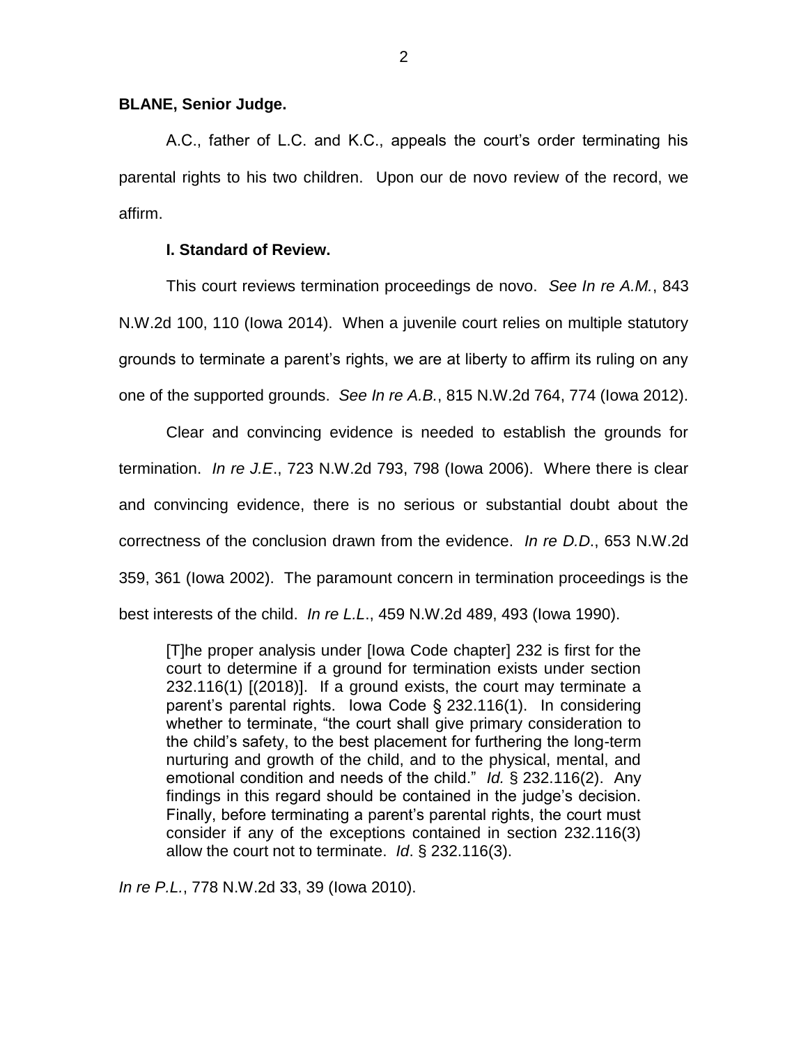**BLANE, Senior Judge.**

A.C., father of L.C. and K.C., appeals the court's order terminating his parental rights to his two children. Upon our de novo review of the record, we affirm.

**I. Standard of Review.**

This court reviews termination proceedings de novo. *See In re A.M.*, 843 N.W.2d 100, 110 (Iowa 2014). When a juvenile court relies on multiple statutory grounds to terminate a parent's rights, we are at liberty to affirm its ruling on any one of the supported grounds. *See In re A.B.*, 815 N.W.2d 764, 774 (Iowa 2012).

Clear and convincing evidence is needed to establish the grounds for termination. *In re J.E*., 723 N.W.2d 793, 798 (Iowa 2006). Where there is clear and convincing evidence, there is no serious or substantial doubt about the correctness of the conclusion drawn from the evidence. *In re D.D*., 653 N.W.2d 359, 361 (Iowa 2002). The paramount concern in termination proceedings is the best interests of the child. *In re L.L*., 459 N.W.2d 489, 493 (Iowa 1990).

> [T]he proper analysis under [Iowa Code chapter] 232 is first for the court to determine if a ground for termination exists under section 232.116(1) [(2018)]. If a ground exists, the court may terminate a parent's parental rights. Iowa Code § 232.116(1). In considering whether to terminate, "the court shall give primary consideration to the child's safety, to the best placement for furthering the long-term nurturing and growth of the child, and to the physical, mental, and emotional condition and needs of the child." *Id.* § 232.116(2). Any findings in this regard should be contained in the judge's decision. Finally, before terminating a parent's parental rights, the court must consider if any of the exceptions contained in section 232.116(3) allow the court not to terminate. *Id*. § 232.116(3).

*In re P.L.*, 778 N.W.2d 33, 39 (Iowa 2010).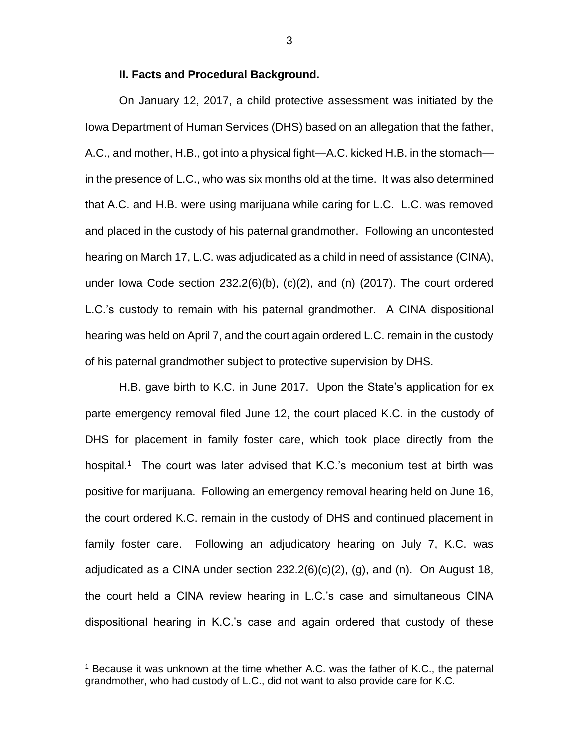**II. Facts and Procedural Background.**

On January 12, 2017, a child protective assessment was initiated by the Iowa Department of Human Services (DHS) based on an allegation that the father, A.C., and mother, H.B., got into a physical fight—A.C. kicked H.B. in the stomach—in the presence of L.C., who was six months old at the time. It was also determined that A.C. and H.B. were using marijuana while caring for L.C. L.C. was removed and placed in the custody of his paternal grandmother. Following an uncontested hearing on March 17, L.C. was adjudicated as a child in need of assistance (CINA), under Iowa Code section 232.2(6)(b), (c)(2), and (n) (2017). The court ordered L.C.'s custody to remain with his paternal grandmother. A CINA dispositional hearing was held on April 7, and the court again ordered L.C. remain in the custody of his paternal grandmother subject to protective supervision by DHS.

H.B. gave birth to K.C. in June 2017. Upon the State's application for ex parte emergency removal filed June 12, the court placed K.C. in the custody of DHS for placement in family foster care, which took place directly from the hospital.[1] The court was later advised that K.C.'s meconium test at birth was positive for marijuana. Following an emergency removal hearing held on June 16, the court ordered K.C. remain in the custody of DHS and continued placement in family foster care. Following an adjudicatory hearing on July 7, K.C. was adjudicated as a CINA under section 232.2(6)(c)(2), (g), and (n). On August 18, the court held a CINA review hearing in L.C.'s case and simultaneous CINA dispositional hearing in K.C.'s case and again ordered that custody of these

[1] Because it was unknown at the time whether A.C. was the father of K.C., the paternal grandmother, who had custody of L.C., did not want to also provide care for K.C.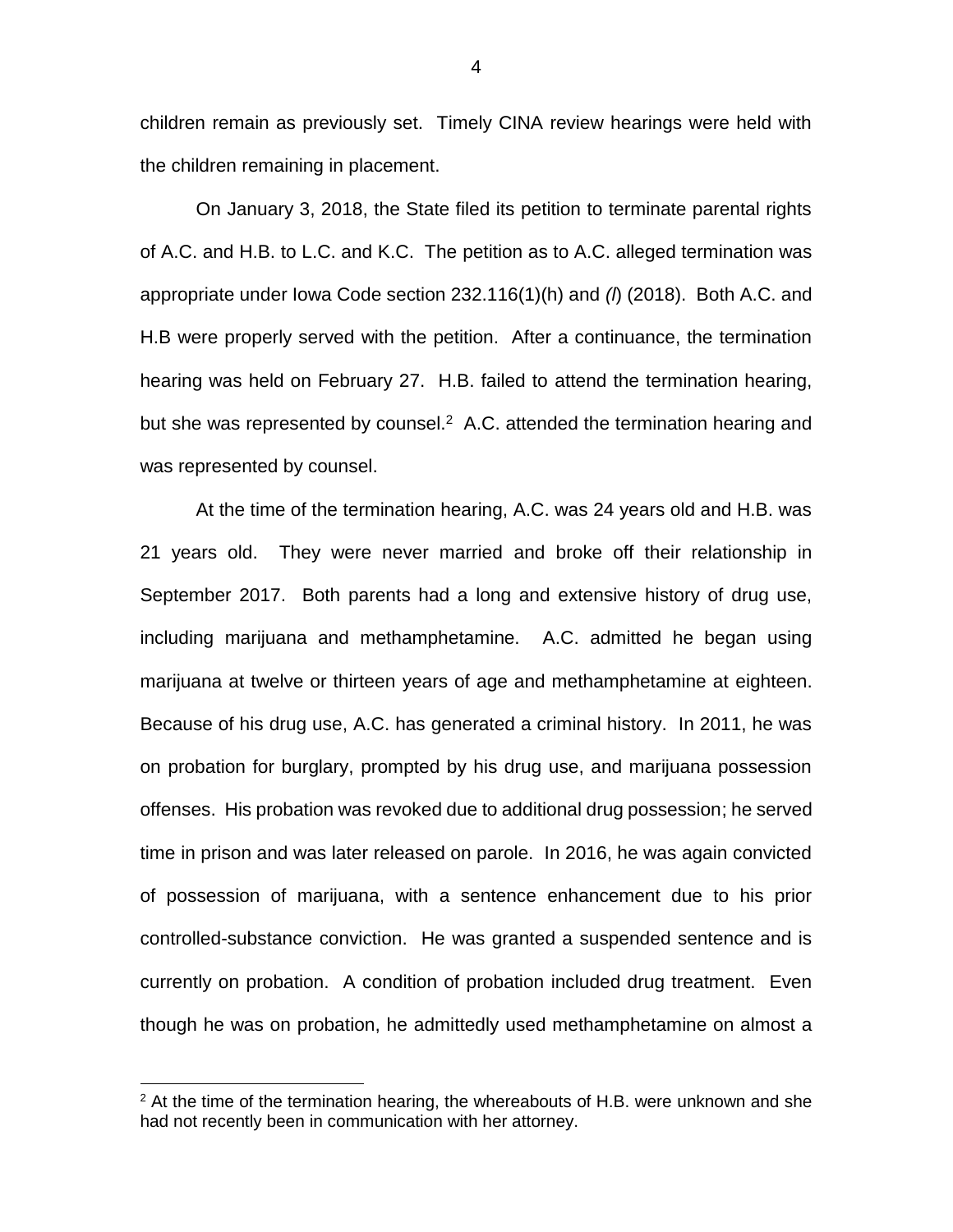children remain as previously set. Timely CINA review hearings were held with the children remaining in placement.

On January 3, 2018, the State filed its petition to terminate parental rights of A.C. and H.B. to L.C. and K.C. The petition as to A.C. alleged termination was appropriate under Iowa Code section 232.116(1)(h) and *(l)* (2018). Both A.C. and H.B were properly served with the petition. After a continuance, the termination hearing was held on February 27. H.B. failed to attend the termination hearing, but she was represented by counsel.[2] A.C. attended the termination hearing and was represented by counsel.

At the time of the termination hearing, A.C. was 24 years old and H.B. was 21 years old. They were never married and broke off their relationship in September 2017. Both parents had a long and extensive history of drug use, including marijuana and methamphetamine. A.C. admitted he began using marijuana at twelve or thirteen years of age and methamphetamine at eighteen. Because of his drug use, A.C. has generated a criminal history. In 2011, he was on probation for burglary, prompted by his drug use, and marijuana possession offenses. His probation was revoked due to additional drug possession; he served time in prison and was later released on parole. In 2016, he was again convicted of possession of marijuana, with a sentence enhancement due to his prior controlled-substance conviction. He was granted a suspended sentence and is currently on probation. A condition of probation included drug treatment. Even though he was on probation, he admittedly used methamphetamine on almost a

[2] At the time of the termination hearing, the whereabouts of H.B. were unknown and she had not recently been in communication with her attorney.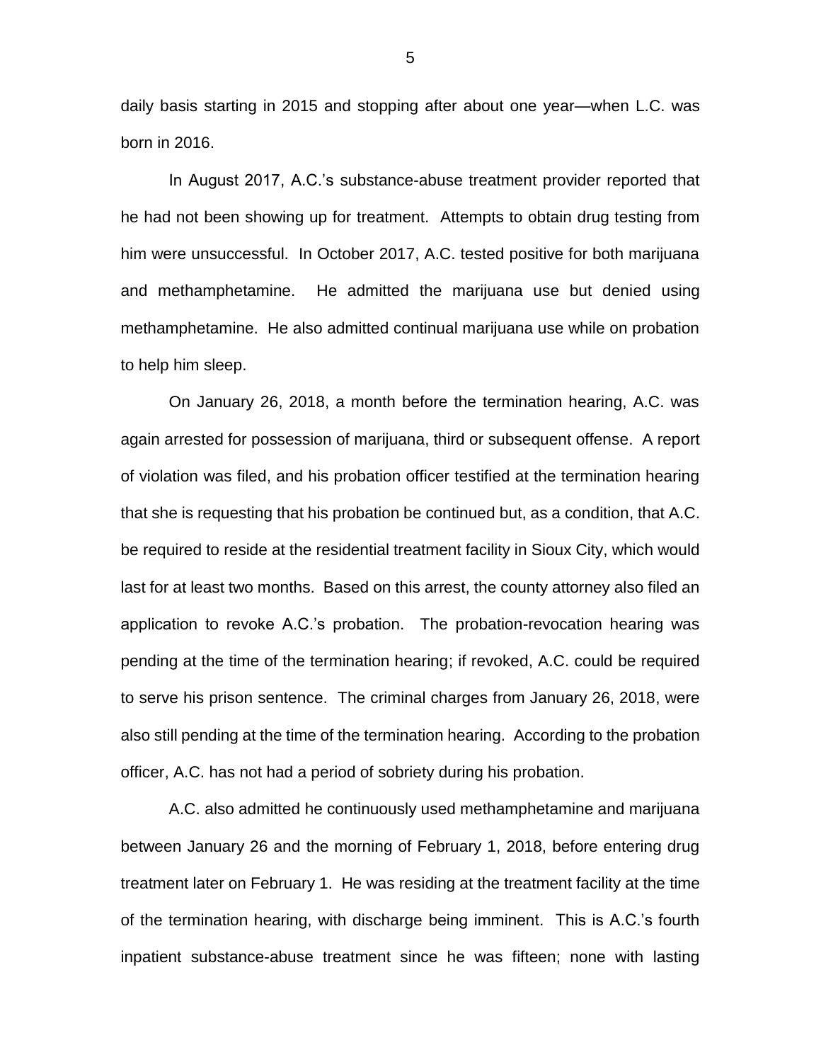daily basis starting in 2015 and stopping after about one year—when L.C. was born in 2016.

In August 2017, A.C.'s substance-abuse treatment provider reported that he had not been showing up for treatment. Attempts to obtain drug testing from him were unsuccessful. In October 2017, A.C. tested positive for both marijuana and methamphetamine. He admitted the marijuana use but denied using methamphetamine. He also admitted continual marijuana use while on probation to help him sleep.

On January 26, 2018, a month before the termination hearing, A.C. was again arrested for possession of marijuana, third or subsequent offense. A report of violation was filed, and his probation officer testified at the termination hearing that she is requesting that his probation be continued but, as a condition, that A.C. be required to reside at the residential treatment facility in Sioux City, which would last for at least two months. Based on this arrest, the county attorney also filed an application to revoke A.C.'s probation. The probation-revocation hearing was pending at the time of the termination hearing; if revoked, A.C. could be required to serve his prison sentence. The criminal charges from January 26, 2018, were also still pending at the time of the termination hearing. According to the probation officer, A.C. has not had a period of sobriety during his probation.

A.C. also admitted he continuously used methamphetamine and marijuana between January 26 and the morning of February 1, 2018, before entering drug treatment later on February 1. He was residing at the treatment facility at the time of the termination hearing, with discharge being imminent. This is A.C.'s fourth inpatient substance-abuse treatment since he was fifteen; none with lasting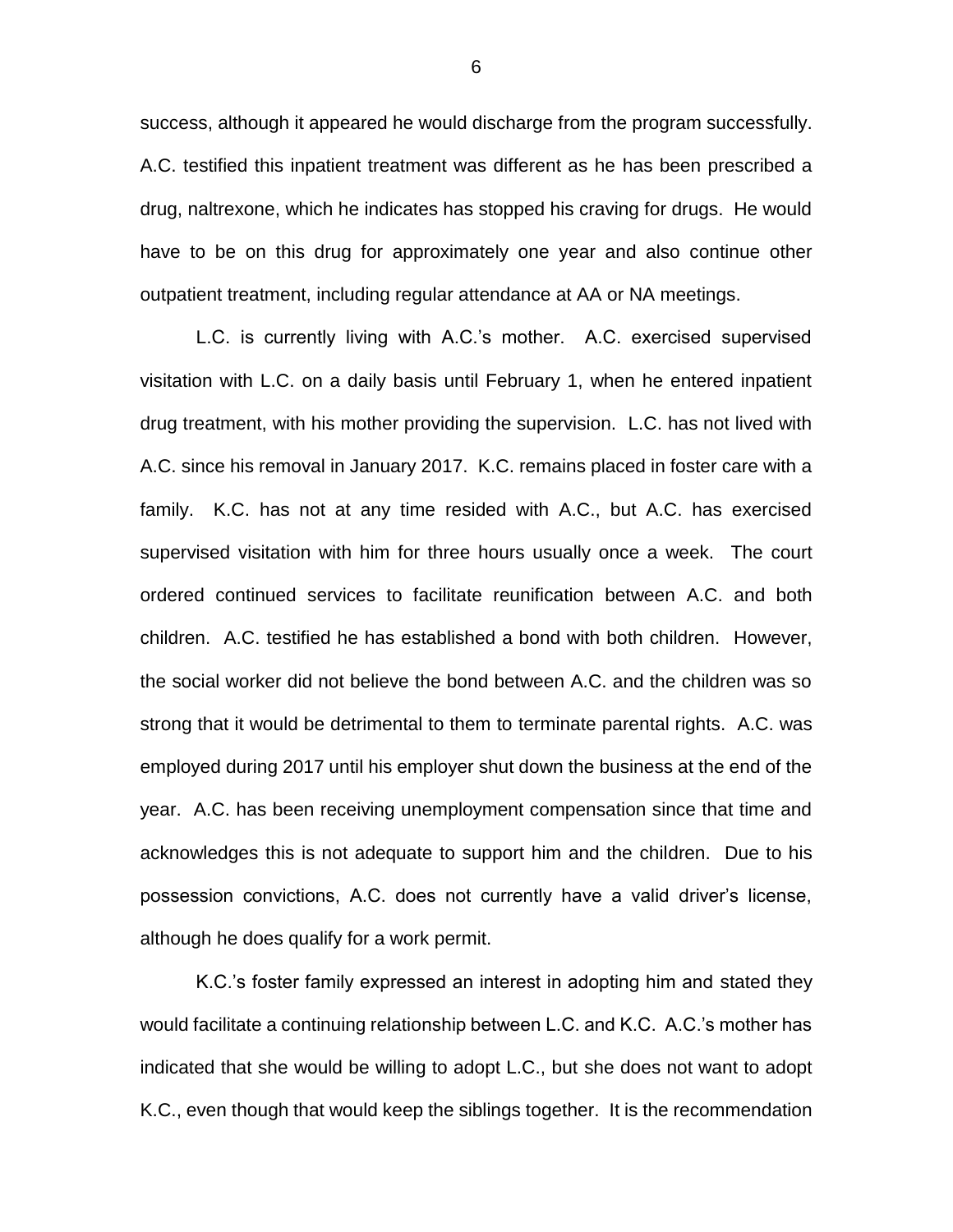success, although it appeared he would discharge from the program successfully. A.C. testified this inpatient treatment was different as he has been prescribed a drug, naltrexone, which he indicates has stopped his craving for drugs. He would have to be on this drug for approximately one year and also continue other outpatient treatment, including regular attendance at AA or NA meetings.

L.C. is currently living with A.C.'s mother. A.C. exercised supervised visitation with L.C. on a daily basis until February 1, when he entered inpatient drug treatment, with his mother providing the supervision. L.C. has not lived with A.C. since his removal in January 2017. K.C. remains placed in foster care with a family. K.C. has not at any time resided with A.C., but A.C. has exercised supervised visitation with him for three hours usually once a week. The court ordered continued services to facilitate reunification between A.C. and both children. A.C. testified he has established a bond with both children. However, the social worker did not believe the bond between A.C. and the children was so strong that it would be detrimental to them to terminate parental rights. A.C. was employed during 2017 until his employer shut down the business at the end of the year. A.C. has been receiving unemployment compensation since that time and acknowledges this is not adequate to support him and the children. Due to his possession convictions, A.C. does not currently have a valid driver's license, although he does qualify for a work permit.

K.C.'s foster family expressed an interest in adopting him and stated they would facilitate a continuing relationship between L.C. and K.C. A.C.'s mother has indicated that she would be willing to adopt L.C., but she does not want to adopt K.C., even though that would keep the siblings together. It is the recommendation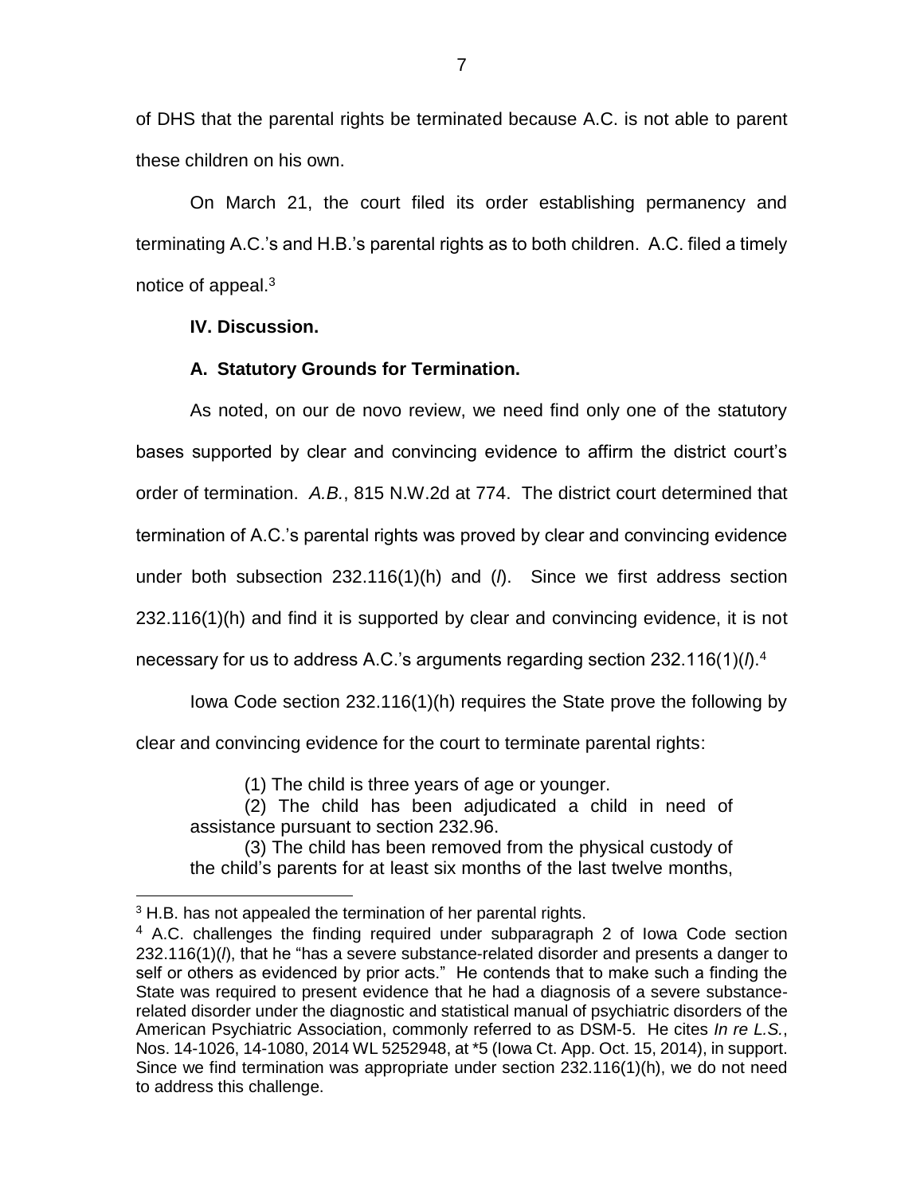of DHS that the parental rights be terminated because A.C. is not able to parent these children on his own.

On March 21, the court filed its order establishing permanency and terminating A.C.'s and H.B.'s parental rights as to both children. A.C. filed a timely notice of appeal.[3]

**IV. Discussion.**

**A. Statutory Grounds for Termination.**

As noted, on our de novo review, we need find only one of the statutory bases supported by clear and convincing evidence to affirm the district court's order of termination. *A.B.*, 815 N.W.2d at 774. The district court determined that termination of A.C.'s parental rights was proved by clear and convincing evidence under both subsection 232.116(1)(h) and (*l*). Since we first address section 232.116(1)(h) and find it is supported by clear and convincing evidence, it is not necessary for us to address A.C.'s arguments regarding section 232.116(1)(*l*).[4]

Iowa Code section 232.116(1)(h) requires the State prove the following by clear and convincing evidence for the court to terminate parental rights:

> (1) The child is three years of age or younger.
>
> (2) The child has been adjudicated a child in need of assistance pursuant to section 232.96.
>
> (3) The child has been removed from the physical custody of the child's parents for at least six months of the last twelve months,

---

[3] H.B. has not appealed the termination of her parental rights.

[4] A.C. challenges the finding required under subparagraph 2 of Iowa Code section 232.116(1)(*l*), that he "has a severe substance-related disorder and presents a danger to self or others as evidenced by prior acts." He contends that to make such a finding the State was required to present evidence that he had a diagnosis of a severe substance-related disorder under the diagnostic and statistical manual of psychiatric disorders of the American Psychiatric Association, commonly referred to as DSM-5. He cites *In re L.S.*, Nos. 14-1026, 14-1080, 2014 WL 5252948, at *5 (Iowa Ct. App. Oct. 15, 2014), in support. Since we find termination was appropriate under section 232.116(1)(h), we do not need to address this challenge.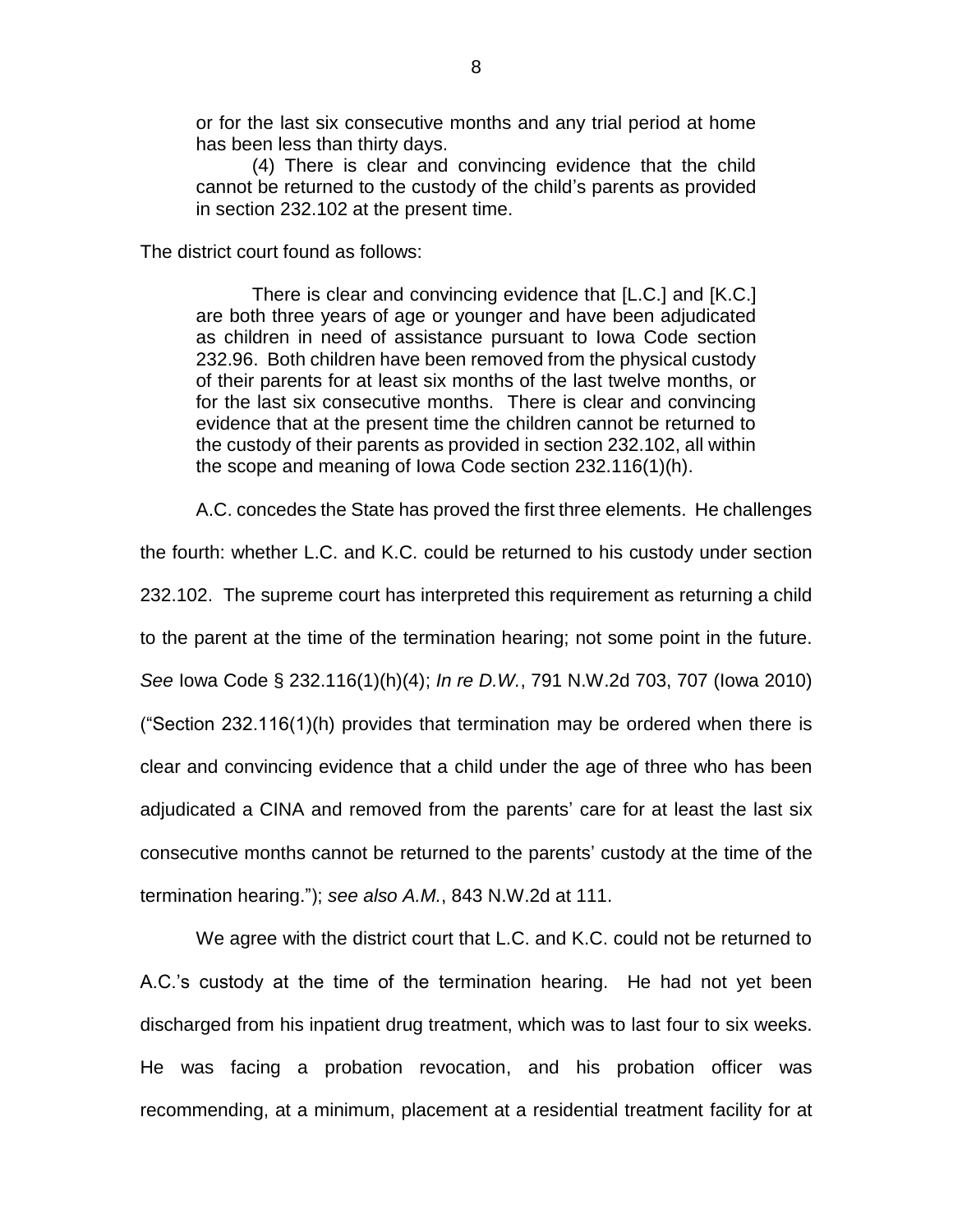> or for the last six consecutive months and any trial period at home has been less than thirty days.
>
> (4) There is clear and convincing evidence that the child cannot be returned to the custody of the child's parents as provided in section 232.102 at the present time.

The district court found as follows:

> There is clear and convincing evidence that [L.C.] and [K.C.] are both three years of age or younger and have been adjudicated as children in need of assistance pursuant to Iowa Code section 232.96. Both children have been removed from the physical custody of their parents for at least six months of the last twelve months, or for the last six consecutive months. There is clear and convincing evidence that at the present time the children cannot be returned to the custody of their parents as provided in section 232.102, all within the scope and meaning of Iowa Code section 232.116(1)(h).

A.C. concedes the State has proved the first three elements. He challenges the fourth: whether L.C. and K.C. could be returned to his custody under section 232.102. The supreme court has interpreted this requirement as returning a child to the parent at the time of the termination hearing; not some point in the future. *See* Iowa Code § 232.116(1)(h)(4); *In re D.W.*, 791 N.W.2d 703, 707 (Iowa 2010) ("Section 232.116(1)(h) provides that termination may be ordered when there is clear and convincing evidence that a child under the age of three who has been adjudicated a CINA and removed from the parents' care for at least the last six consecutive months cannot be returned to the parents' custody at the time of the termination hearing."); *see also A.M.*, 843 N.W.2d at 111.

We agree with the district court that L.C. and K.C. could not be returned to A.C.'s custody at the time of the termination hearing. He had not yet been discharged from his inpatient drug treatment, which was to last four to six weeks. He was facing a probation revocation, and his probation officer was recommending, at a minimum, placement at a residential treatment facility for at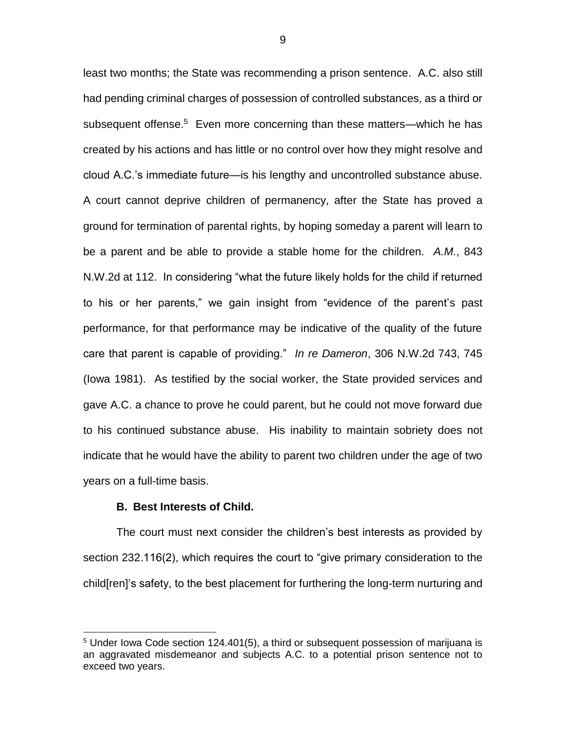least two months; the State was recommending a prison sentence. A.C. also still had pending criminal charges of possession of controlled substances, as a third or subsequent offense.[5] Even more concerning than these matters—which he has created by his actions and has little or no control over how they might resolve and cloud A.C.'s immediate future—is his lengthy and uncontrolled substance abuse. A court cannot deprive children of permanency, after the State has proved a ground for termination of parental rights, by hoping someday a parent will learn to be a parent and be able to provide a stable home for the children. *A.M.*, 843 N.W.2d at 112. In considering "what the future likely holds for the child if returned to his or her parents," we gain insight from "evidence of the parent's past performance, for that performance may be indicative of the quality of the future care that parent is capable of providing." *In re Dameron*, 306 N.W.2d 743, 745 (Iowa 1981). As testified by the social worker, the State provided services and gave A.C. a chance to prove he could parent, but he could not move forward due to his continued substance abuse. His inability to maintain sobriety does not indicate that he would have the ability to parent two children under the age of two years on a full-time basis.

**B. Best Interests of Child.**

The court must next consider the children's best interests as provided by section 232.116(2), which requires the court to "give primary consideration to the child[ren]'s safety, to the best placement for furthering the long-term nurturing and

---

[5] Under Iowa Code section 124.401(5), a third or subsequent possession of marijuana is an aggravated misdemeanor and subjects A.C. to a potential prison sentence not to exceed two years.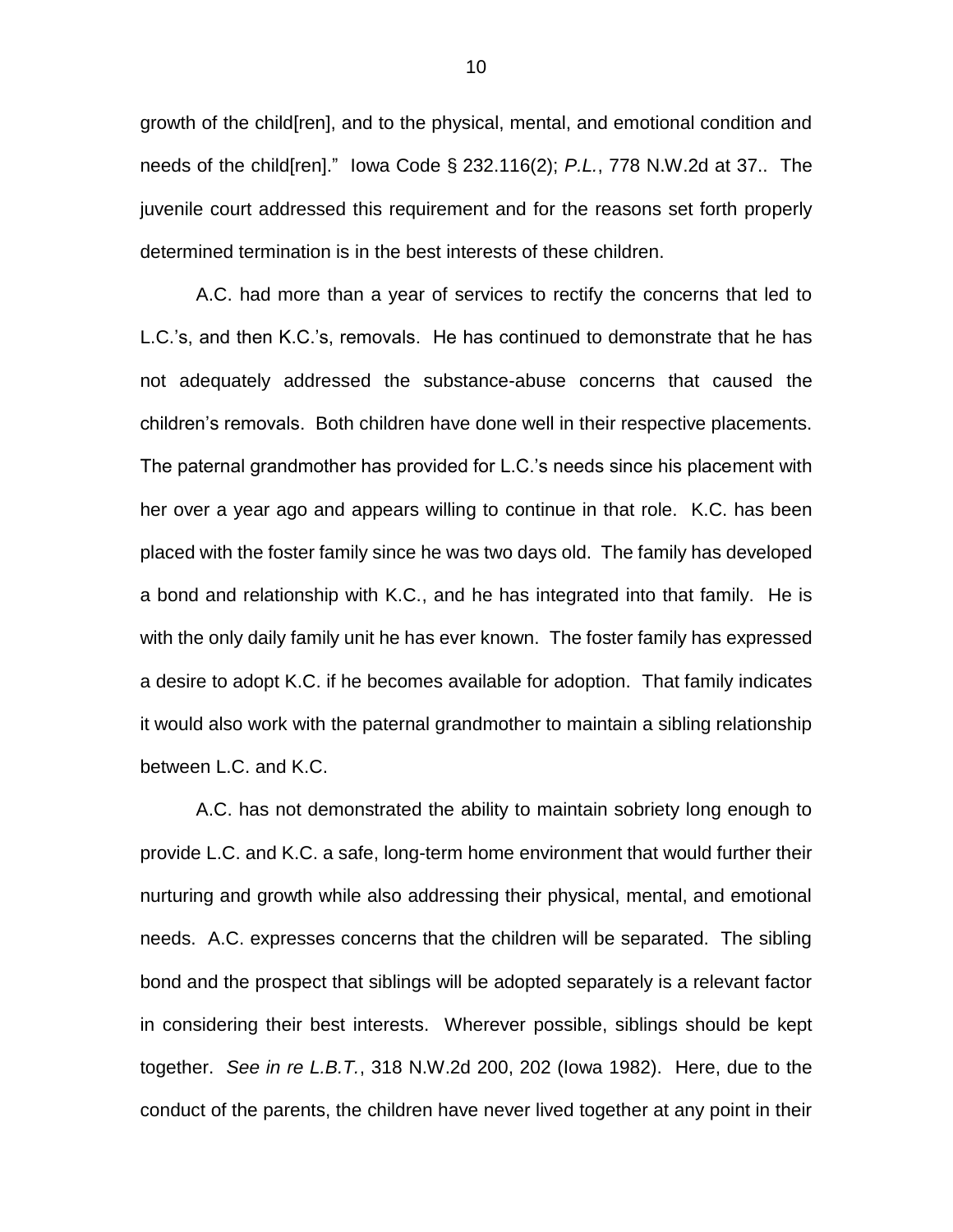growth of the child[ren], and to the physical, mental, and emotional condition and needs of the child[ren]." Iowa Code § 232.116(2); *P.L.*, 778 N.W.2d at 37.. The juvenile court addressed this requirement and for the reasons set forth properly determined termination is in the best interests of these children.

A.C. had more than a year of services to rectify the concerns that led to L.C.'s, and then K.C.'s, removals. He has continued to demonstrate that he has not adequately addressed the substance-abuse concerns that caused the children's removals. Both children have done well in their respective placements. The paternal grandmother has provided for L.C.'s needs since his placement with her over a year ago and appears willing to continue in that role. K.C. has been placed with the foster family since he was two days old. The family has developed a bond and relationship with K.C., and he has integrated into that family. He is with the only daily family unit he has ever known. The foster family has expressed a desire to adopt K.C. if he becomes available for adoption. That family indicates it would also work with the paternal grandmother to maintain a sibling relationship between L.C. and K.C.

A.C. has not demonstrated the ability to maintain sobriety long enough to provide L.C. and K.C. a safe, long-term home environment that would further their nurturing and growth while also addressing their physical, mental, and emotional needs. A.C. expresses concerns that the children will be separated. The sibling bond and the prospect that siblings will be adopted separately is a relevant factor in considering their best interests. Wherever possible, siblings should be kept together. *See in re L.B.T.*, 318 N.W.2d 200, 202 (Iowa 1982). Here, due to the conduct of the parents, the children have never lived together at any point in their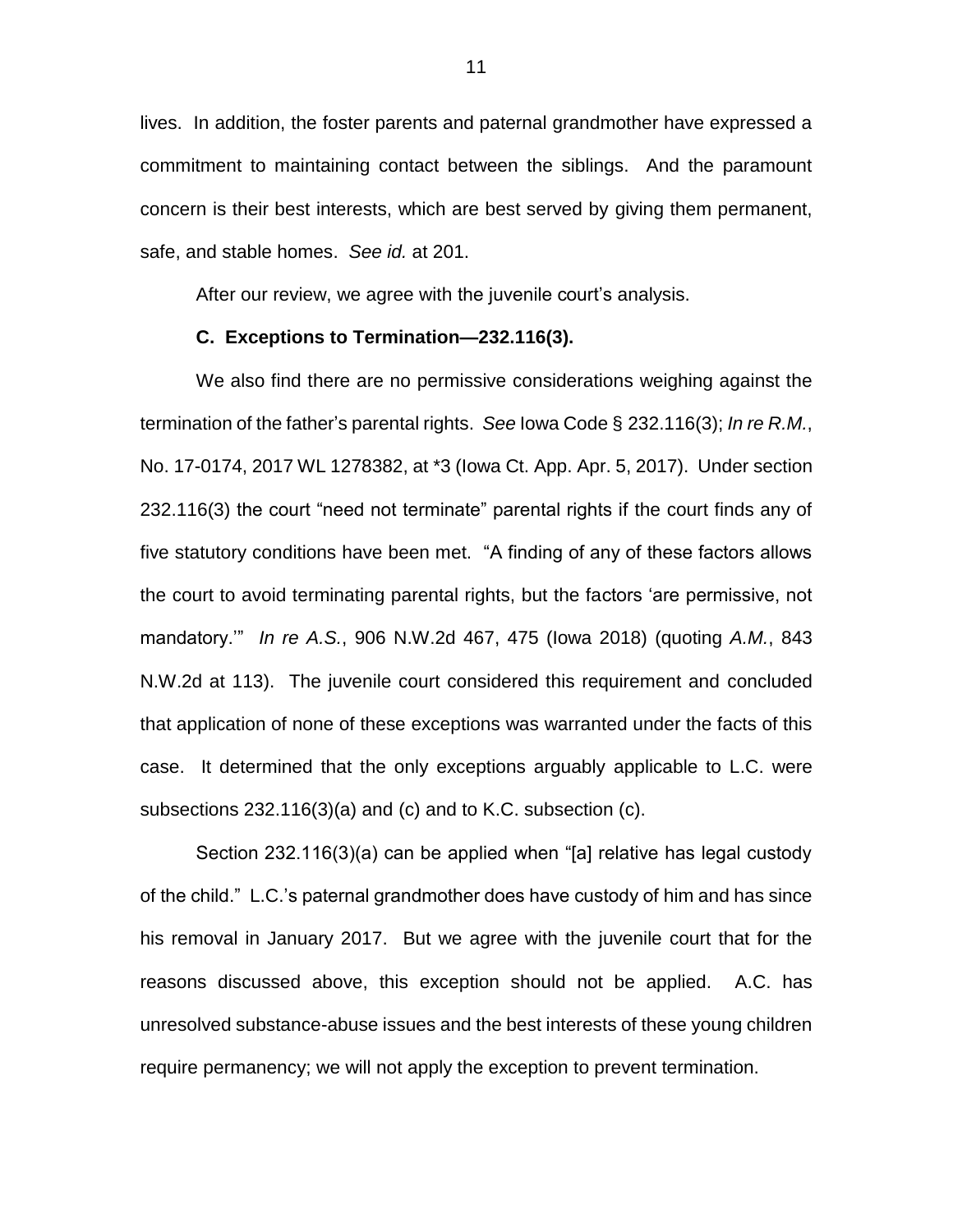lives. In addition, the foster parents and paternal grandmother have expressed a commitment to maintaining contact between the siblings. And the paramount concern is their best interests, which are best served by giving them permanent, safe, and stable homes. *See id.* at 201.

After our review, we agree with the juvenile court's analysis.

**C. Exceptions to Termination—232.116(3).**

We also find there are no permissive considerations weighing against the termination of the father's parental rights. *See* Iowa Code § 232.116(3); *In re R.M.*, No. 17-0174, 2017 WL 1278382, at *3 (Iowa Ct. App. Apr. 5, 2017). Under section 232.116(3) the court "need not terminate" parental rights if the court finds any of five statutory conditions have been met. "A finding of any of these factors allows the court to avoid terminating parental rights, but the factors 'are permissive, not mandatory.'" *In re A.S.*, 906 N.W.2d 467, 475 (Iowa 2018) (quoting *A.M.*, 843 N.W.2d at 113). The juvenile court considered this requirement and concluded that application of none of these exceptions was warranted under the facts of this case. It determined that the only exceptions arguably applicable to L.C. were subsections 232.116(3)(a) and (c) and to K.C. subsection (c).

Section 232.116(3)(a) can be applied when "[a] relative has legal custody of the child." L.C.'s paternal grandmother does have custody of him and has since his removal in January 2017. But we agree with the juvenile court that for the reasons discussed above, this exception should not be applied. A.C. has unresolved substance-abuse issues and the best interests of these young children require permanency; we will not apply the exception to prevent termination.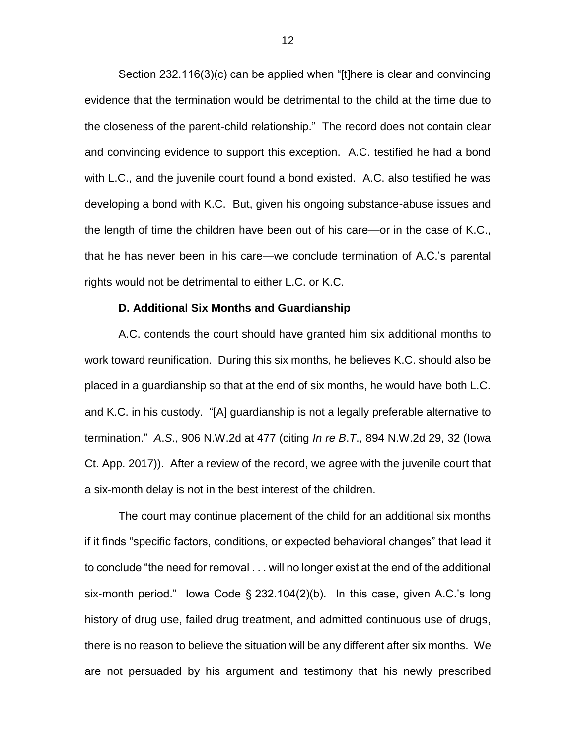Section 232.116(3)(c) can be applied when "[t]here is clear and convincing evidence that the termination would be detrimental to the child at the time due to the closeness of the parent-child relationship." The record does not contain clear and convincing evidence to support this exception. A.C. testified he had a bond with L.C., and the juvenile court found a bond existed. A.C. also testified he was developing a bond with K.C. But, given his ongoing substance-abuse issues and the length of time the children have been out of his care—or in the case of K.C., that he has never been in his care—we conclude termination of A.C.'s parental rights would not be detrimental to either L.C. or K.C.

**D. Additional Six Months and Guardianship**

A.C. contends the court should have granted him six additional months to work toward reunification. During this six months, he believes K.C. should also be placed in a guardianship so that at the end of six months, he would have both L.C. and K.C. in his custody. "[A] guardianship is not a legally preferable alternative to termination." *A.S.*, 906 N.W.2d at 477 (citing *In re B.T.*, 894 N.W.2d 29, 32 (Iowa Ct. App. 2017)). After a review of the record, we agree with the juvenile court that a six-month delay is not in the best interest of the children.

The court may continue placement of the child for an additional six months if it finds "specific factors, conditions, or expected behavioral changes" that lead it to conclude "the need for removal . . . will no longer exist at the end of the additional six-month period." Iowa Code § 232.104(2)(b). In this case, given A.C.'s long history of drug use, failed drug treatment, and admitted continuous use of drugs, there is no reason to believe the situation will be any different after six months. We are not persuaded by his argument and testimony that his newly prescribed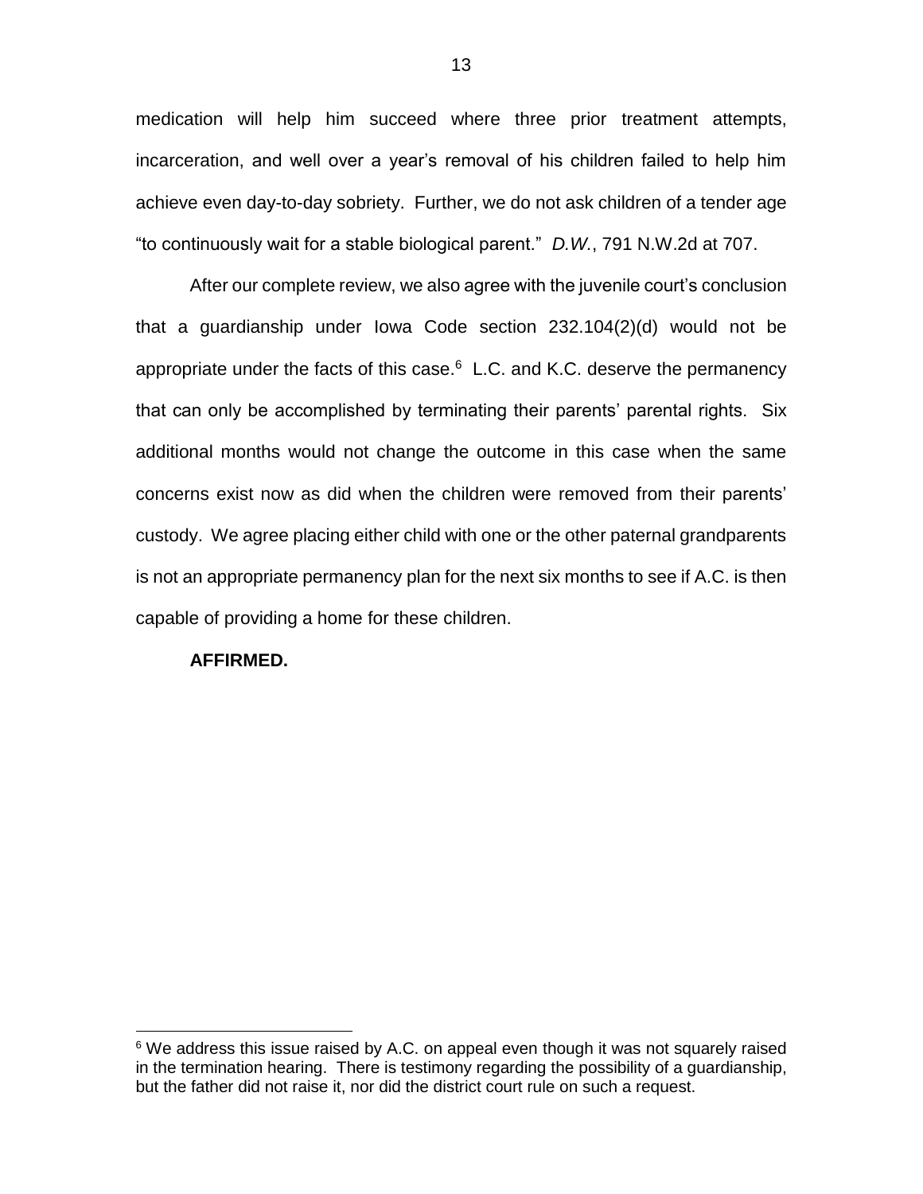medication will help him succeed where three prior treatment attempts, incarceration, and well over a year's removal of his children failed to help him achieve even day-to-day sobriety. Further, we do not ask children of a tender age "to continuously wait for a stable biological parent." *D.W.*, 791 N.W.2d at 707.

After our complete review, we also agree with the juvenile court's conclusion that a guardianship under Iowa Code section 232.104(2)(d) would not be appropriate under the facts of this case.[6] L.C. and K.C. deserve the permanency that can only be accomplished by terminating their parents' parental rights. Six additional months would not change the outcome in this case when the same concerns exist now as did when the children were removed from their parents' custody. We agree placing either child with one or the other paternal grandparents is not an appropriate permanency plan for the next six months to see if A.C. is then capable of providing a home for these children.

**AFFIRMED.**

[6] We address this issue raised by A.C. on appeal even though it was not squarely raised in the termination hearing. There is testimony regarding the possibility of a guardianship, but the father did not raise it, nor did the district court rule on such a request.